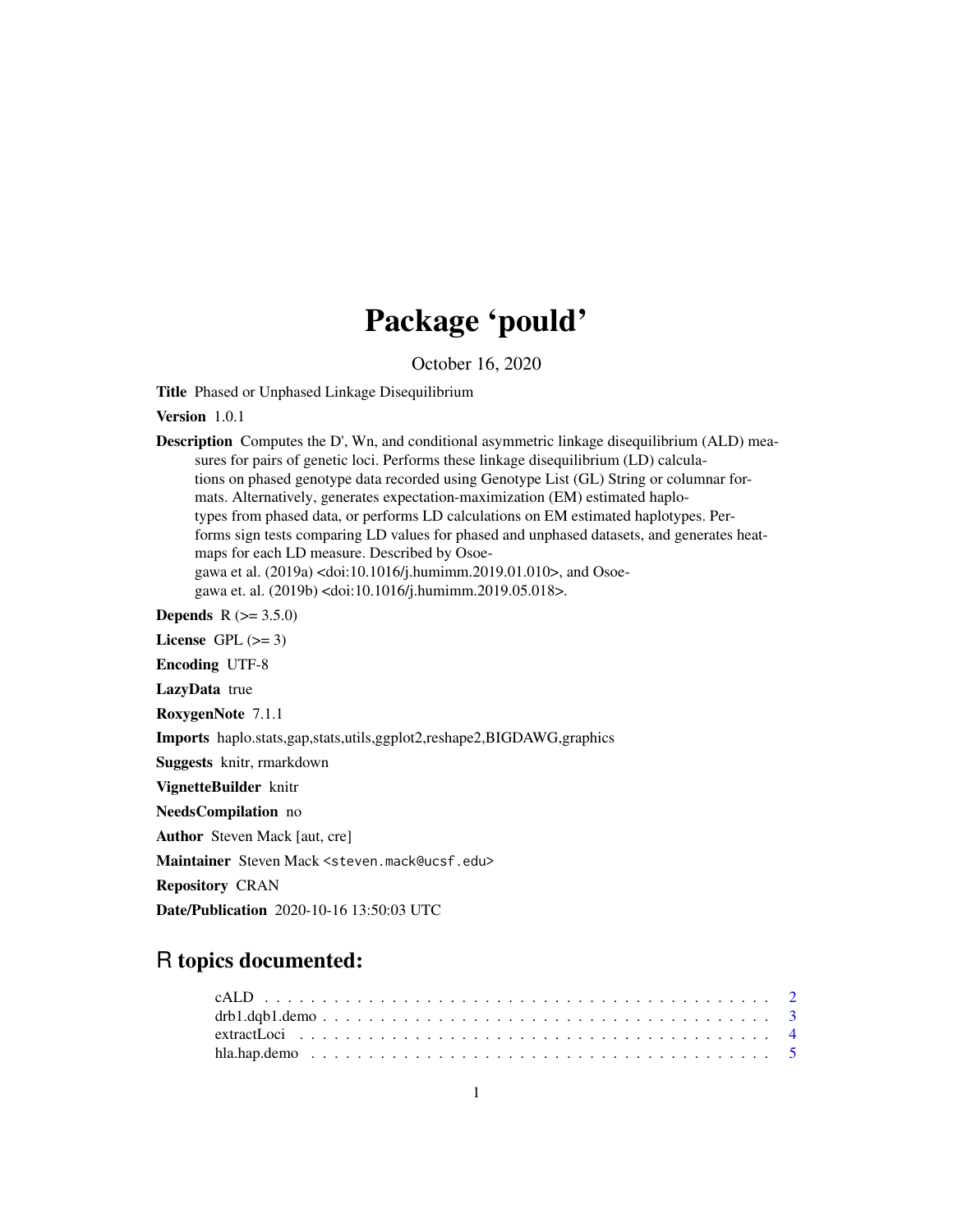# Package 'pould'

October 16, 2020

**Title** Phased or Unphased Linkage Disequilibrium

**Version** 1.0.1

**Description** Computes the D', Wn, and conditional asymmetric linkage disequilibrium (ALD) measures for pairs of genetic loci. Performs these linkage disequilibrium (LD) calculations on phased genotype data recorded using Genotype List (GL) String or columnar formats. Alternatively, generates expectation-maximization (EM) estimated haplotypes from phased data, or performs LD calculations on EM estimated haplotypes. Performs sign tests comparing LD values for phased and unphased datasets, and generates heatmaps for each LD measure. Described by Osoegawa et al. (2019a) <doi:10.1016/j.humimm.2019.01.010>, and Osoegawa et. al. (2019b) <doi:10.1016/j.humimm.2019.05.018>.

**Depends** R (>= 3.5.0)

**License** GPL (>= 3)

**Encoding** UTF-8

**LazyData** true

**RoxygenNote** 7.1.1

**Imports** haplo.stats,gap,stats,utils,ggplot2,reshape2,BIGDAWG,graphics

**Suggests** knitr, rmarkdown

**VignetteBuilder** knitr

**NeedsCompilation** no

**Author** Steven Mack [aut, cre]

**Maintainer** Steven Mack <steven.mack@ucsf.edu>

**Repository** CRAN

**Date/Publication** 2020-10-16 13:50:03 UTC

## R topics documented:

- cALD . . . . . . . . . . . . . . . . . . . . . . . . . . . . . . . . . . . . . . . . . . 2
- drb1.dqb1.demo . . . . . . . . . . . . . . . . . . . . . . . . . . . . . . . . . . . . . 3
- extractLoci . . . . . . . . . . . . . . . . . . . . . . . . . . . . . . . . . . . . . . . 4
- hla.hap.demo . . . . . . . . . . . . . . . . . . . . . . . . . . . . . . . . . . . . . . 5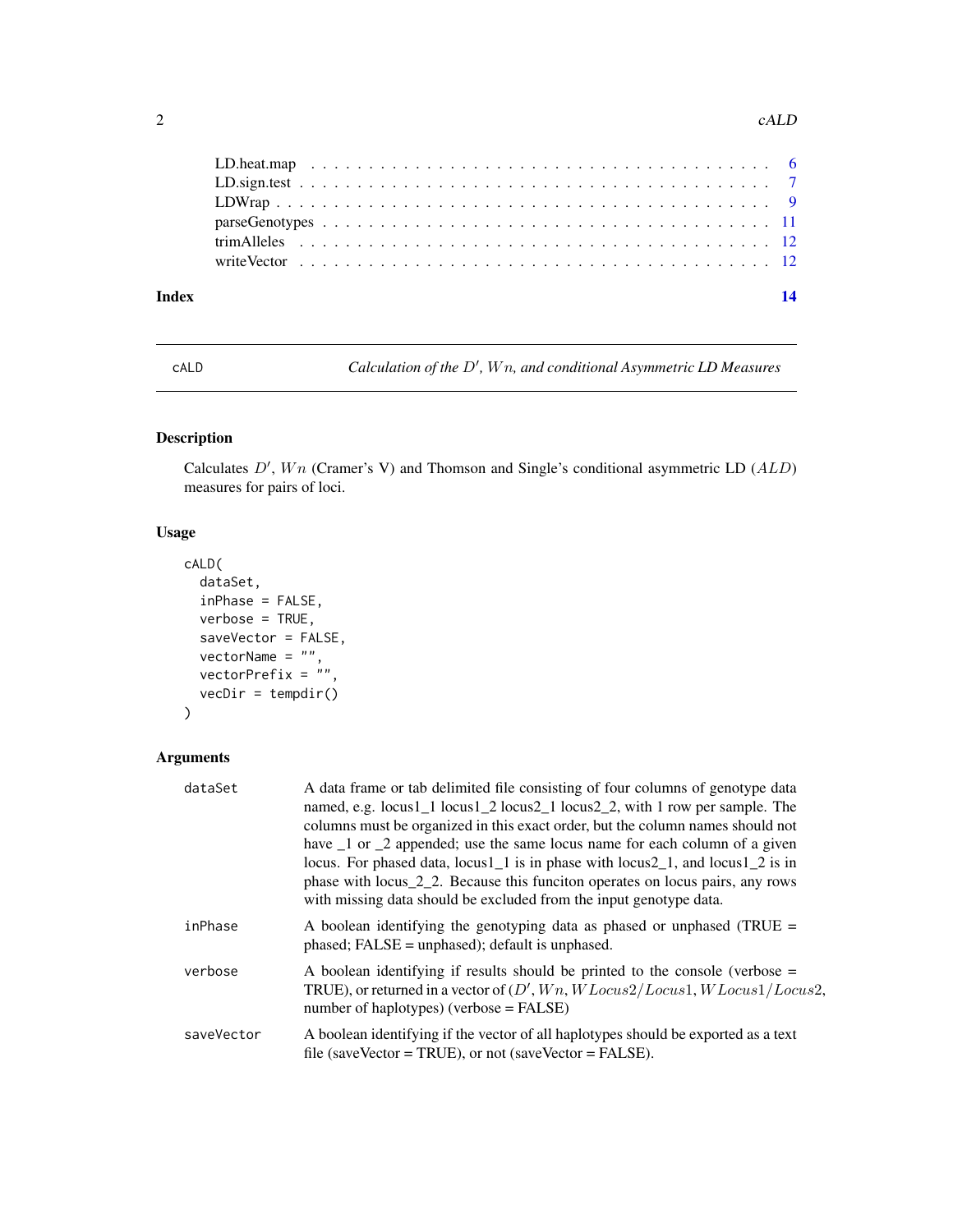LD.heat.map . . . . . . . . . . . . . . . . . . . . . . . . . . . . . . . . . . . . 6
LD.sign.test . . . . . . . . . . . . . . . . . . . . . . . . . . . . . . . . . . . . 7
LDWrap . . . . . . . . . . . . . . . . . . . . . . . . . . . . . . . . . . . . . . 9
parseGenotypes . . . . . . . . . . . . . . . . . . . . . . . . . . . . . . . . . . 11
trimAlleles . . . . . . . . . . . . . . . . . . . . . . . . . . . . . . . . . . . . 12
writeVector . . . . . . . . . . . . . . . . . . . . . . . . . . . . . . . . . . . . 12

**Index** **14**

---

# cALD — *Calculation of the $D'$, $Wn$, and conditional Asymmetric LD Measures*

## Description

Calculates $D'$, $Wn$ (Cramer's V) and Thomson and Single's conditional asymmetric LD ($ALD$) measures for pairs of loci.

## Usage

```
cALD(
  dataSet,
  inPhase = FALSE,
  verbose = TRUE,
  saveVector = FALSE,
  vectorName = "",
  vectorPrefix = "",
  vecDir = tempdir()
)
```

## Arguments

| | |
|---|---|
| dataSet | A data frame or tab delimited file consisting of four columns of genotype data named, e.g. locus1_1 locus1_2 locus2_1 locus2_2, with 1 row per sample. The columns must be organized in this exact order, but the column names should not have _1 or _2 appended; use the same locus name for each column of a given locus. For phased data, locus1_1 is in phase with locus2_1, and locus1_2 is in phase with locus_2_2. Because this funciton operates on locus pairs, any rows with missing data should be excluded from the input genotype data. |
| inPhase | A boolean identifying the genotyping data as phased or unphased (TRUE = phased; FALSE = unphased); default is unphased. |
| verbose | A boolean identifying if results should be printed to the console (verbose = TRUE), or returned in a vector of ($D'$, $Wn$, $WLocus2/Locus1$, $WLocus1/Locus2$, number of haplotypes) (verbose = FALSE) |
| saveVector | A boolean identifying if the vector of all haplotypes should be exported as a text file (saveVector = TRUE), or not (saveVector = FALSE). |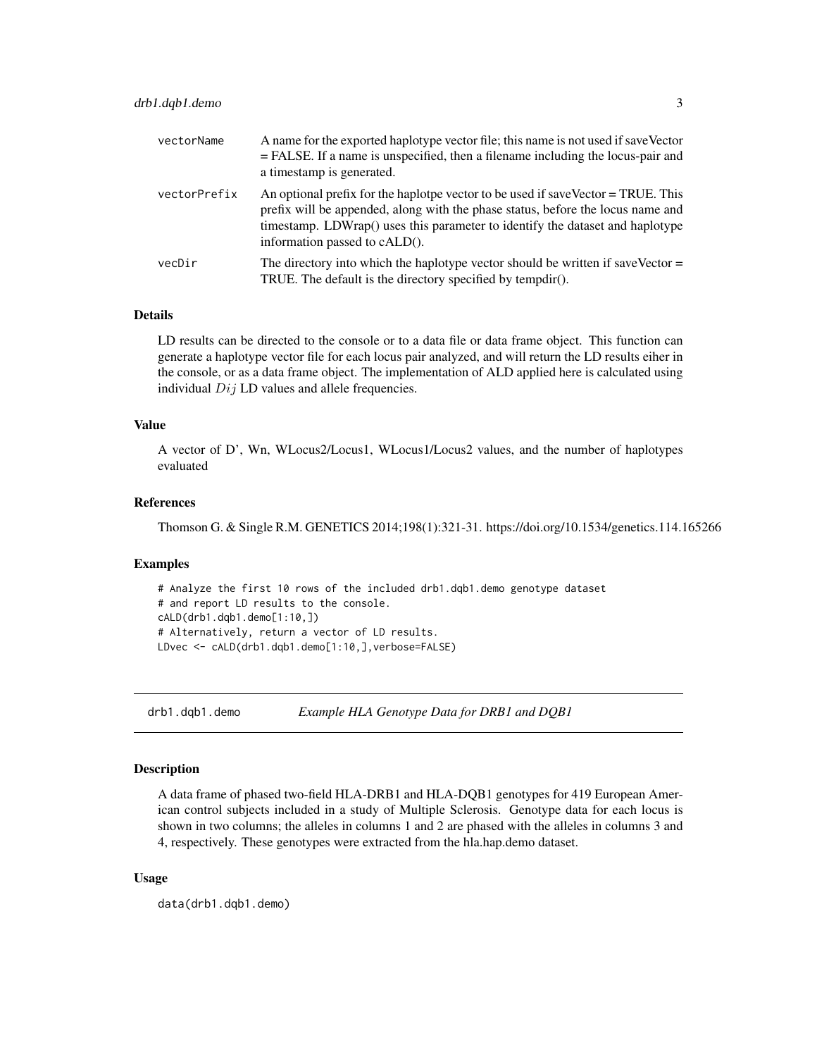| | |
|---|---|
| vectorName | A name for the exported haplotype vector file; this name is not used if saveVector = FALSE. If a name is unspecified, then a filename including the locus-pair and a timestamp is generated. |
| vectorPrefix | An optional prefix for the haplotpe vector to be used if saveVector = TRUE. This prefix will be appended, along with the phase status, before the locus name and timestamp. LDWrap() uses this parameter to identify the dataset and haplotype information passed to cALD(). |
| vecDir | The directory into which the haplotype vector should be written if saveVector = TRUE. The default is the directory specified by tempdir(). |

### Details

LD results can be directed to the console or to a data file or data frame object. This function can generate a haplotype vector file for each locus pair analyzed, and will return the LD results eiher in the console, or as a data frame object. The implementation of ALD applied here is calculated using individual $Dij$ LD values and allele frequencies.

### Value

A vector of D', Wn, WLocus2/Locus1, WLocus1/Locus2 values, and the number of haplotypes evaluated

### References

Thomson G. & Single R.M. GENETICS 2014;198(1):321-31. https://doi.org/10.1534/genetics.114.165266

### Examples

```
# Analyze the first 10 rows of the included drb1.dqb1.demo genotype dataset
# and report LD results to the console.
cALD(drb1.dqb1.demo[1:10,])
# Alternatively, return a vector of LD results.
LDvec <- cALD(drb1.dqb1.demo[1:10,],verbose=FALSE)
```

---

## drb1.dqb1.demo — *Example HLA Genotype Data for DRB1 and DQB1*

### Description

A data frame of phased two-field HLA-DRB1 and HLA-DQB1 genotypes for 419 European American control subjects included in a study of Multiple Sclerosis. Genotype data for each locus is shown in two columns; the alleles in columns 1 and 2 are phased with the alleles in columns 3 and 4, respectively. These genotypes were extracted from the hla.hap.demo dataset.

### Usage

```
data(drb1.dqb1.demo)
```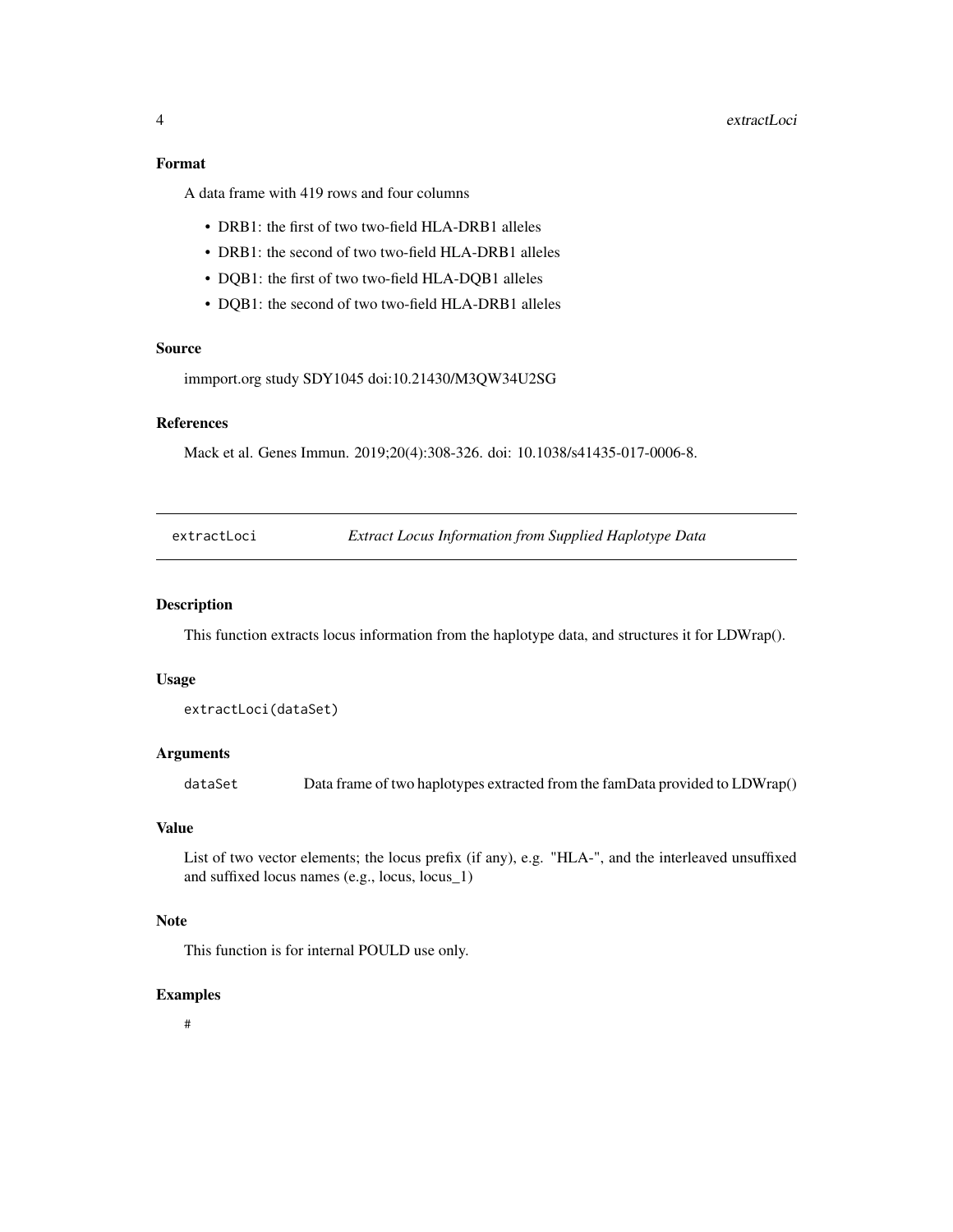### Format

A data frame with 419 rows and four columns

- DRB1: the first of two two-field HLA-DRB1 alleles
- DRB1: the second of two two-field HLA-DRB1 alleles
- DQB1: the first of two two-field HLA-DQB1 alleles
- DQB1: the second of two two-field HLA-DRB1 alleles

### Source

immport.org study SDY1045 doi:10.21430/M3QW34U2SG

### References

Mack et al. Genes Immun. 2019;20(4):308-326. doi: 10.1038/s41435-017-0006-8.

---

## extractLoci — *Extract Locus Information from Supplied Haplotype Data*

### Description

This function extracts locus information from the haplotype data, and structures it for LDWrap().

### Usage

```
extractLoci(dataSet)
```

### Arguments

| | |
|---|---|
| dataSet | Data frame of two haplotypes extracted from the famData provided to LDWrap() |

### Value

List of two vector elements; the locus prefix (if any), e.g. "HLA-", and the interleaved unsuffixed and suffixed locus names (e.g., locus, locus_1)

### Note

This function is for internal POULD use only.

### Examples

```
#
```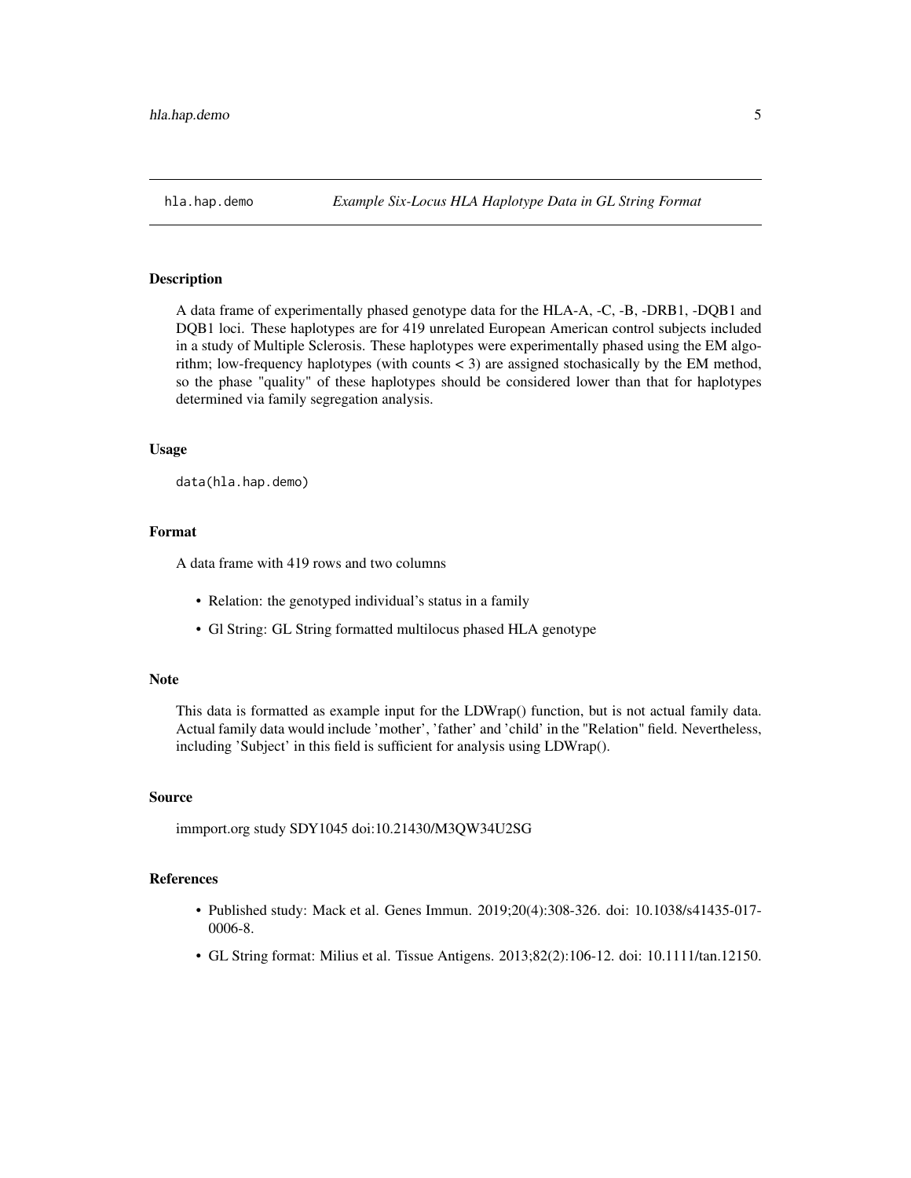# hla.hap.demo — *Example Six-Locus HLA Haplotype Data in GL String Format*

## Description

A data frame of experimentally phased genotype data for the HLA-A, -C, -B, -DRB1, -DQB1 and DQB1 loci. These haplotypes are for 419 unrelated European American control subjects included in a study of Multiple Sclerosis. These haplotypes were experimentally phased using the EM algorithm; low-frequency haplotypes (with counts < 3) are assigned stochasically by the EM method, so the phase "quality" of these haplotypes should be considered lower than that for haplotypes determined via family segregation analysis.

## Usage

```
data(hla.hap.demo)
```

## Format

A data frame with 419 rows and two columns

- Relation: the genotyped individual's status in a family
- Gl String: GL String formatted multilocus phased HLA genotype

## Note

This data is formatted as example input for the LDWrap() function, but is not actual family data. Actual family data would include 'mother', 'father' and 'child' in the "Relation" field. Nevertheless, including 'Subject' in this field is sufficient for analysis using LDWrap().

## Source

immport.org study SDY1045 doi:10.21430/M3QW34U2SG

## References

- Published study: Mack et al. Genes Immun. 2019;20(4):308-326. doi: 10.1038/s41435-017-0006-8.
- GL String format: Milius et al. Tissue Antigens. 2013;82(2):106-12. doi: 10.1111/tan.12150.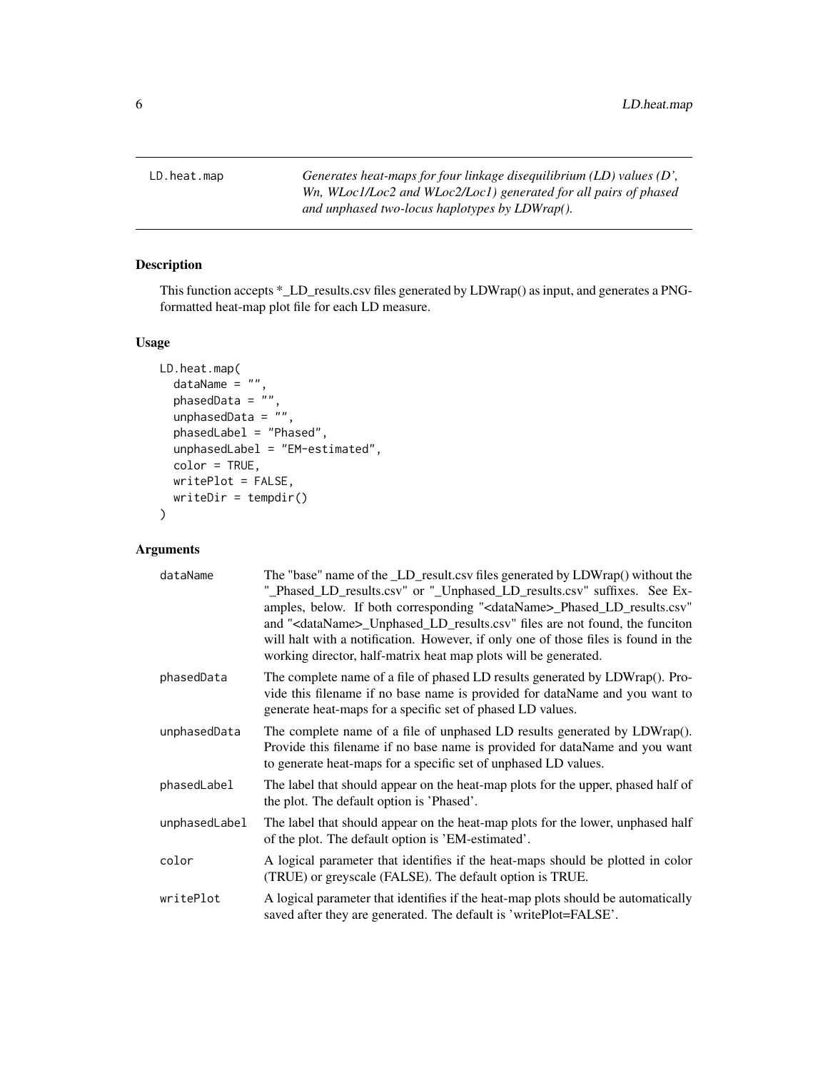LD.heat.map *Generates heat-maps for four linkage disequilibrium (LD) values (D', Wn, WLoc1/Loc2 and WLoc2/Loc1) generated for all pairs of phased and unphased two-locus haplotypes by LDWrap().*

## Description

This function accepts *_LD_results.csv files generated by LDWrap() as input, and generates a PNG-formatted heat-map plot file for each LD measure.

## Usage

```
LD.heat.map(
  dataName = "",
  phasedData = "",
  unphasedData = "",
  phasedLabel = "Phased",
  unphasedLabel = "EM-estimated",
  color = TRUE,
  writePlot = FALSE,
  writeDir = tempdir()
)
```

## Arguments

| | |
|---|---|
| dataName | The "base" name of the _LD_result.csv files generated by LDWrap() without the "_Phased_LD_results.csv" or "_Unphased_LD_results.csv" suffixes. See Examples, below. If both corresponding "<dataName>_Phased_LD_results.csv" and "<dataName>_Unphased_LD_results.csv" files are not found, the funciton will halt with a notification. However, if only one of those files is found in the working director, half-matrix heat map plots will be generated. |
| phasedData | The complete name of a file of phased LD results generated by LDWrap(). Provide this filename if no base name is provided for dataName and you want to generate heat-maps for a specific set of phased LD values. |
| unphasedData | The complete name of a file of unphased LD results generated by LDWrap(). Provide this filename if no base name is provided for dataName and you want to generate heat-maps for a specific set of unphased LD values. |
| phasedLabel | The label that should appear on the heat-map plots for the upper, phased half of the plot. The default option is 'Phased'. |
| unphasedLabel | The label that should appear on the heat-map plots for the lower, unphased half of the plot. The default option is 'EM-estimated'. |
| color | A logical parameter that identifies if the heat-maps should be plotted in color (TRUE) or greyscale (FALSE). The default option is TRUE. |
| writePlot | A logical parameter that identifies if the heat-map plots should be automatically saved after they are generated. The default is 'writePlot=FALSE'. |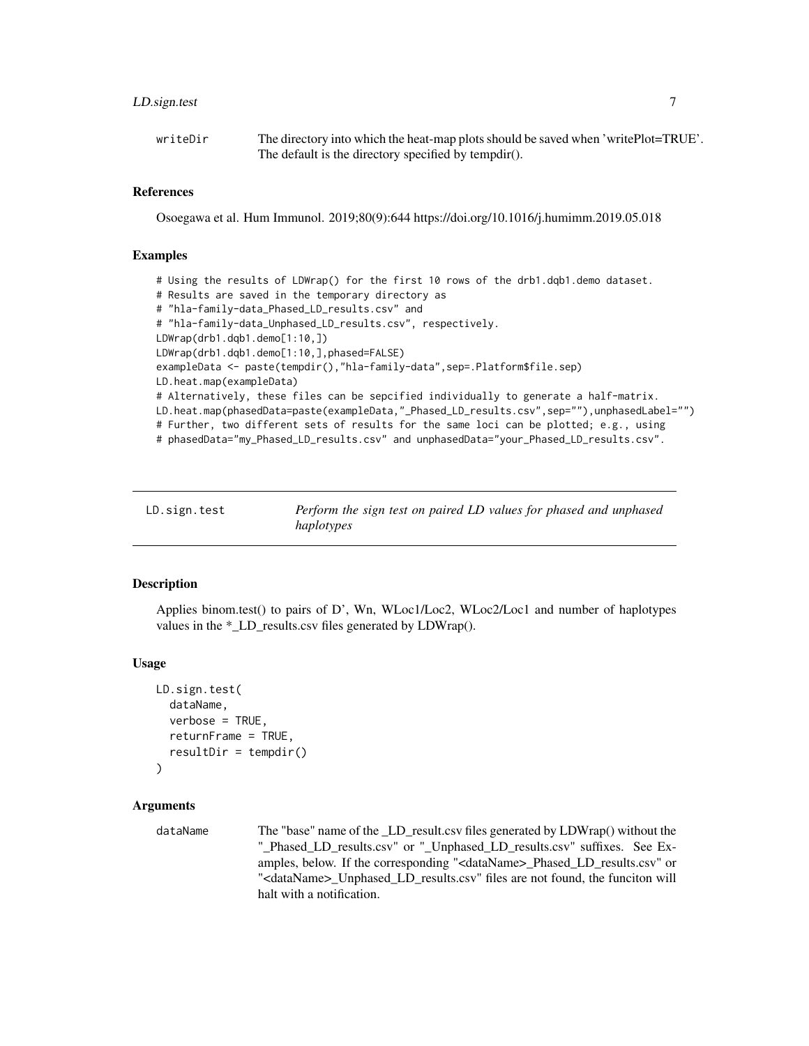| | |
|---|---|
| writeDir | The directory into which the heat-map plots should be saved when 'writePlot=TRUE'. The default is the directory specified by tempdir(). |

## References

Osoegawa et al. Hum Immunol. 2019;80(9):644 https://doi.org/10.1016/j.humimm.2019.05.018

## Examples

```
# Using the results of LDWrap() for the first 10 rows of the drb1.dqb1.demo dataset.
# Results are saved in the temporary directory as
# "hla-family-data_Phased_LD_results.csv" and
# "hla-family-data_Unphased_LD_results.csv", respectively.
LDWrap(drb1.dqb1.demo[1:10,])
LDWrap(drb1.dqb1.demo[1:10,],phased=FALSE)
exampleData <- paste(tempdir(),"hla-family-data",sep=.Platform$file.sep)
LD.heat.map(exampleData)
# Alternatively, these files can be sepcified individually to generate a half-matrix.
LD.heat.map(phasedData=paste(exampleData,"_Phased_LD_results.csv",sep=""),unphasedLabel="")
# Further, two different sets of results for the same loci can be plotted; e.g., using
# phasedData="my_Phased_LD_results.csv" and unphasedData="your_Phased_LD_results.csv".
```

---

# LD.sign.test — *Perform the sign test on paired LD values for phased and unphased haplotypes*

---

## Description

Applies binom.test() to pairs of D', Wn, WLoc1/Loc2, WLoc2/Loc1 and number of haplotypes values in the *_LD_results.csv files generated by LDWrap().

## Usage

```
LD.sign.test(
  dataName,
  verbose = TRUE,
  returnFrame = TRUE,
  resultDir = tempdir()
)
```

## Arguments

| | |
|---|---|
| dataName | The "base" name of the _LD_result.csv files generated by LDWrap() without the "_Phased_LD_results.csv" or "_Unphased_LD_results.csv" suffixes. See Examples, below. If the corresponding "<dataName>_Phased_LD_results.csv" or "<dataName>_Unphased_LD_results.csv" files are not found, the funciton will halt with a notification. |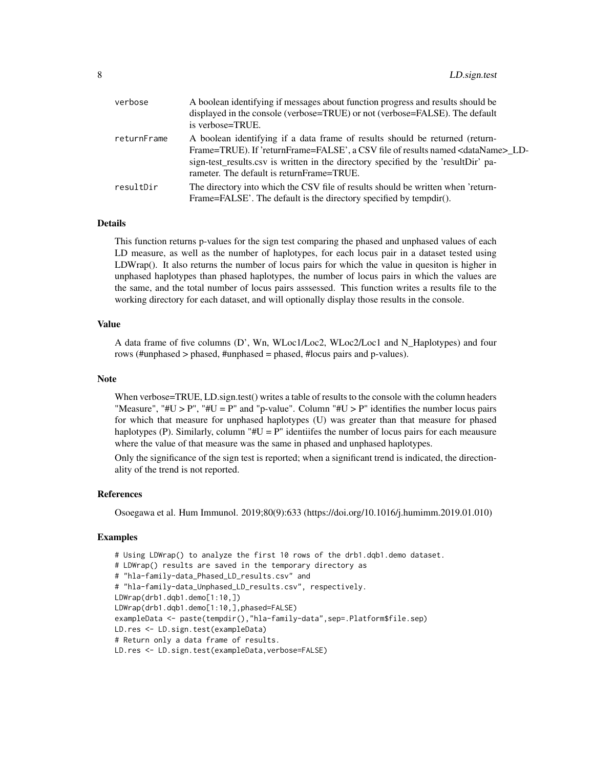| | |
|---|---|
| verbose | A boolean identifying if messages about function progress and results should be displayed in the console (verbose=TRUE) or not (verbose=FALSE). The default is verbose=TRUE. |
| returnFrame | A boolean identifying if a data frame of results should be returned (returnFrame=TRUE). If 'returnFrame=FALSE', a CSV file of results named <dataName>_LD-sign-test_results.csv is written in the directory specified by the 'resultDir' parameter. The default is returnFrame=TRUE. |
| resultDir | The directory into which the CSV file of results should be written when 'returnFrame=FALSE'. The default is the directory specified by tempdir(). |

## Details

This function returns p-values for the sign test comparing the phased and unphased values of each LD measure, as well as the number of haplotypes, for each locus pair in a dataset tested using LDWrap(). It also returns the number of locus pairs for which the value in quesiton is higher in unphased haplotypes than phased haplotypes, the number of locus pairs in which the values are the same, and the total number of locus pairs asssessed. This function writes a results file to the working directory for each dataset, and will optionally display those results in the console.

## Value

A data frame of five columns (D', Wn, WLoc1/Loc2, WLoc2/Loc1 and N_Haplotypes) and four rows (#unphased > phased, #unphased = phased, #locus pairs and p-values).

## Note

When verbose=TRUE, LD.sign.test() writes a table of results to the console with the column headers "Measure", "#U > P", "#U = P" and "p-value". Column "#U > P" identifies the number locus pairs for which that measure for unphased haplotypes (U) was greater than that measure for phased haplotypes (P). Similarly, column "#U = P" identiifes the number of locus pairs for each meausure where the value of that measure was the same in phased and unphased haplotypes.

Only the significance of the sign test is reported; when a significant trend is indicated, the directionality of the trend is not reported.

## References

Osoegawa et al. Hum Immunol. 2019;80(9):633 (https://doi.org/10.1016/j.humimm.2019.01.010)

## Examples

```
# Using LDWrap() to analyze the first 10 rows of the drb1.dqb1.demo dataset.
# LDWrap() results are saved in the temporary directory as
# "hla-family-data_Phased_LD_results.csv" and
# "hla-family-data_Unphased_LD_results.csv", respectively.
LDWrap(drb1.dqb1.demo[1:10,])
LDWrap(drb1.dqb1.demo[1:10,],phased=FALSE)
exampleData <- paste(tempdir(),"hla-family-data",sep=.Platform$file.sep)
LD.res <- LD.sign.test(exampleData)
# Return only a data frame of results.
LD.res <- LD.sign.test(exampleData,verbose=FALSE)
```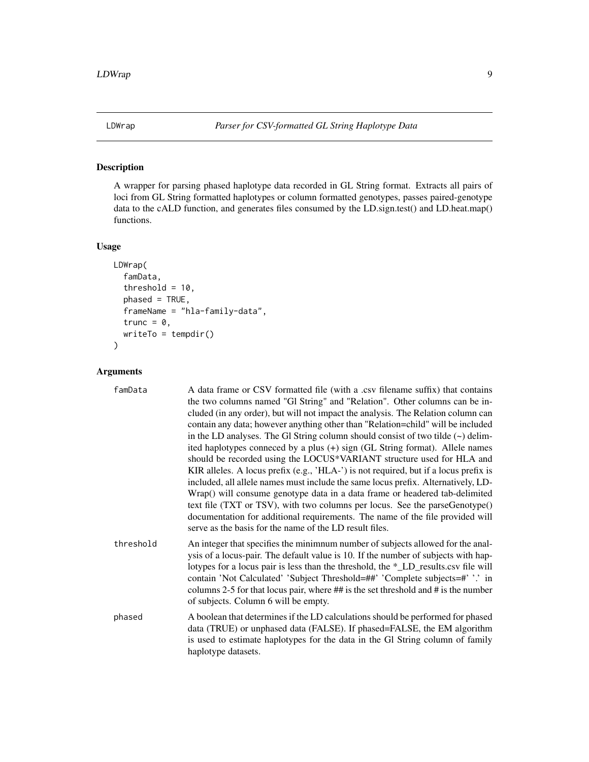# LDWrap — *Parser for CSV-formatted GL String Haplotype Data*

## Description

A wrapper for parsing phased haplotype data recorded in GL String format. Extracts all pairs of loci from GL String formatted haplotypes or column formatted genotypes, passes paired-genotype data to the cALD function, and generates files consumed by the LD.sign.test() and LD.heat.map() functions.

## Usage

```
LDWrap(
  famData,
  threshold = 10,
  phased = TRUE,
  frameName = "hla-family-data",
  trunc = 0,
  writeTo = tempdir()
)
```

## Arguments

| | |
|---|---|
| famData | A data frame or CSV formatted file (with a .csv filename suffix) that contains the two columns named "Gl String" and "Relation". Other columns can be included (in any order), but will not impact the analysis. The Relation column can contain any data; however anything other than "Relation=child" will be included in the LD analyses. The Gl String column should consist of two tilde (~) delimited haplotypes conneced by a plus (+) sign (GL String format). Allele names should be recorded using the LOCUS*VARIANT structure used for HLA and KIR alleles. A locus prefix (e.g., 'HLA-') is not required, but if a locus prefix is included, all allele names must include the same locus prefix. Alternatively, LDWrap() will consume genotype data in a data frame or headered tab-delimited text file (TXT or TSV), with two columns per locus. See the parseGenotype() documentation for additional requirements. The name of the file provided will serve as the basis for the name of the LD result files. |
| threshold | An integer that specifies the minimnum number of subjects allowed for the analysis of a locus-pair. The default value is 10. If the number of subjects with haplotypes for a locus pair is less than the threshold, the *_LD_results.csv file will contain 'Not Calculated' 'Subject Threshold=##' 'Complete subjects=#' '.' in columns 2-5 for that locus pair, where ## is the set threshold and # is the number of subjects. Column 6 will be empty. |
| phased | A boolean that determines if the LD calculations should be performed for phased data (TRUE) or unphased data (FALSE). If phased=FALSE, the EM algorithm is used to estimate haplotypes for the data in the Gl String column of family haplotype datasets. |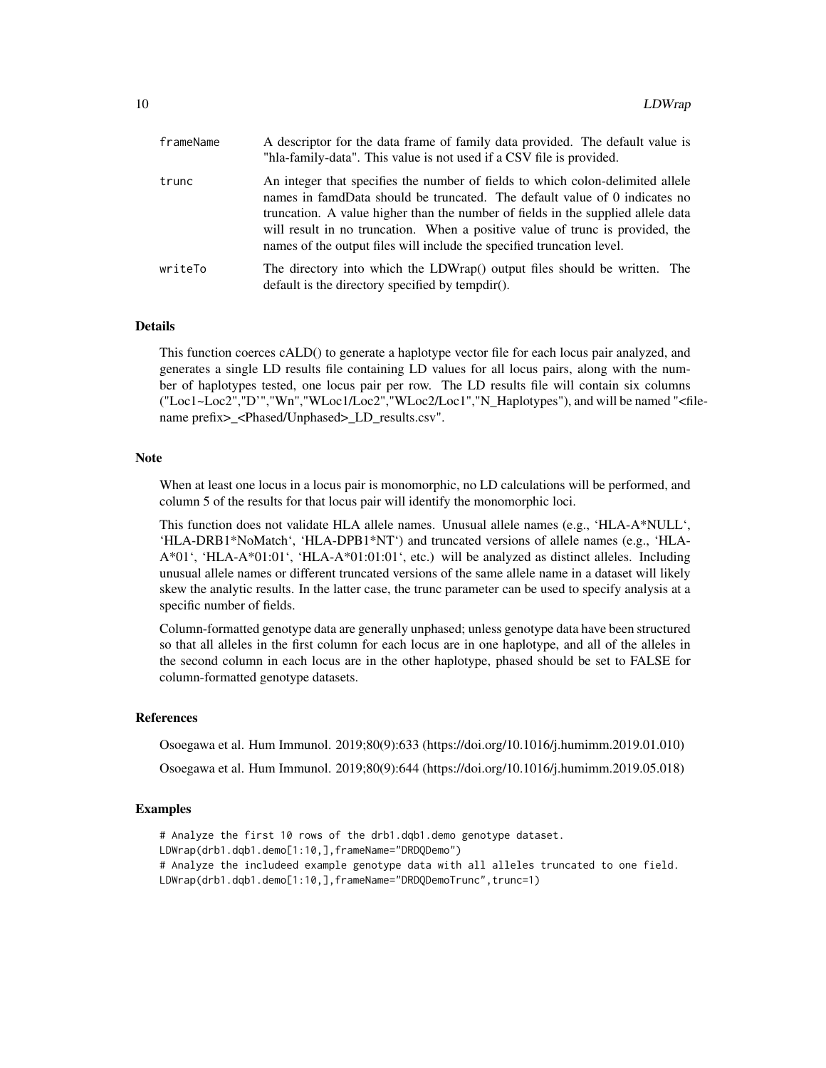| | |
|---|---|
| frameName | A descriptor for the data frame of family data provided. The default value is "hla-family-data". This value is not used if a CSV file is provided. |
| trunc | An integer that specifies the number of fields to which colon-delimited allele names in famdData should be truncated. The default value of 0 indicates no truncation. A value higher than the number of fields in the supplied allele data will result in no truncation. When a positive value of trunc is provided, the names of the output files will include the specified truncation level. |
| writeTo | The directory into which the LDWrap() output files should be written. The default is the directory specified by tempdir(). |

## Details

This function coerces cALD() to generate a haplotype vector file for each locus pair analyzed, and generates a single LD results file containing LD values for all locus pairs, along with the number of haplotypes tested, one locus pair per row. The LD results file will contain six columns ("Loc1~Loc2","D'","Wn","WLoc1/Loc2","WLoc2/Loc1","N_Haplotypes"), and will be named "<filename prefix>_<Phased/Unphased>_LD_results.csv".

## Note

When at least one locus in a locus pair is monomorphic, no LD calculations will be performed, and column 5 of the results for that locus pair will identify the monomorphic loci.

This function does not validate HLA allele names. Unusual allele names (e.g., 'HLA-A*NULL', 'HLA-DRB1*NoMatch', 'HLA-DPB1*NT') and truncated versions of allele names (e.g., 'HLA-A*01', 'HLA-A*01:01', 'HLA-A*01:01:01', etc.) will be analyzed as distinct alleles. Including unusual allele names or different truncated versions of the same allele name in a dataset will likely skew the analytic results. In the latter case, the trunc parameter can be used to specify analysis at a specific number of fields.

Column-formatted genotype data are generally unphased; unless genotype data have been structured so that all alleles in the first column for each locus are in one haplotype, and all of the alleles in the second column in each locus are in the other haplotype, phased should be set to FALSE for column-formatted genotype datasets.

## References

Osoegawa et al. Hum Immunol. 2019;80(9):633 (https://doi.org/10.1016/j.humimm.2019.01.010)

Osoegawa et al. Hum Immunol. 2019;80(9):644 (https://doi.org/10.1016/j.humimm.2019.05.018)

## Examples

```
# Analyze the first 10 rows of the drb1.dqb1.demo genotype dataset.
LDWrap(drb1.dqb1.demo[1:10,],frameName="DRDQDemo")
# Analyze the includeed example genotype data with all alleles truncated to one field.
LDWrap(drb1.dqb1.demo[1:10,],frameName="DRDQDemoTrunc",trunc=1)
```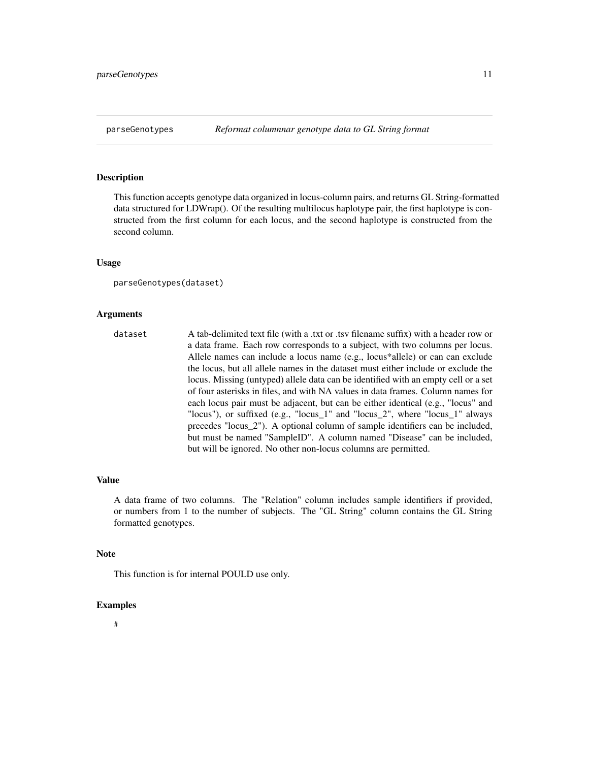## parseGenotypes *Reformat columnnar genotype data to GL String format*

### Description

This function accepts genotype data organized in locus-column pairs, and returns GL String-formatted data structured for LDWrap(). Of the resulting multilocus haplotype pair, the first haplotype is constructed from the first column for each locus, and the second haplotype is constructed from the second column.

### Usage

```
parseGenotypes(dataset)
```

### Arguments

| | |
|---|---|
| `dataset` | A tab-delimited text file (with a .txt or .tsv filename suffix) with a header row or a data frame. Each row corresponds to a subject, with two columns per locus. Allele names can include a locus name (e.g., locus*allele) or can can exclude the locus, but all allele names in the dataset must either include or exclude the locus. Missing (untyped) allele data can be identified with an empty cell or a set of four asterisks in files, and with NA values in data frames. Column names for each locus pair must be adjacent, but can be either identical (e.g., "locus" and "locus"), or suffixed (e.g., "locus_1" and "locus_2", where "locus_1" always precedes "locus_2"). A optional column of sample identifiers can be included, but must be named "SampleID". A column named "Disease" can be included, but will be ignored. No other non-locus columns are permitted. |

### Value

A data frame of two columns. The "Relation" column includes sample identifiers if provided, or numbers from 1 to the number of subjects. The "GL String" column contains the GL String formatted genotypes.

### Note

This function is for internal POULD use only.

### Examples

```
#
```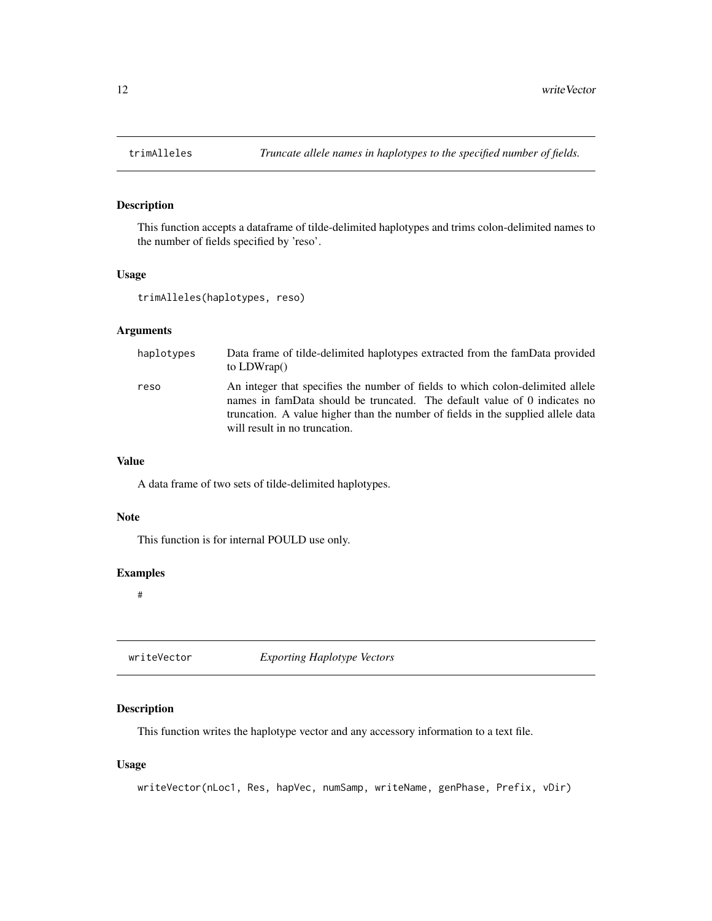## trimAlleles

*Truncate allele names in haplotypes to the specified number of fields.*

### Description

This function accepts a dataframe of tilde-delimited haplotypes and trims colon-delimited names to the number of fields specified by 'reso'.

### Usage

```
trimAlleles(haplotypes, reso)
```

### Arguments

| | |
|---|---|
| haplotypes | Data frame of tilde-delimited haplotypes extracted from the famData provided to LDWrap() |
| reso | An integer that specifies the number of fields to which colon-delimited allele names in famData should be truncated. The default value of 0 indicates no truncation. A value higher than the number of fields in the supplied allele data will result in no truncation. |

### Value

A data frame of two sets of tilde-delimited haplotypes.

### Note

This function is for internal POULD use only.

### Examples

```
#
```

## writeVector

*Exporting Haplotype Vectors*

### Description

This function writes the haplotype vector and any accessory information to a text file.

### Usage

```
writeVector(nLoc1, Res, hapVec, numSamp, writeName, genPhase, Prefix, vDir)
```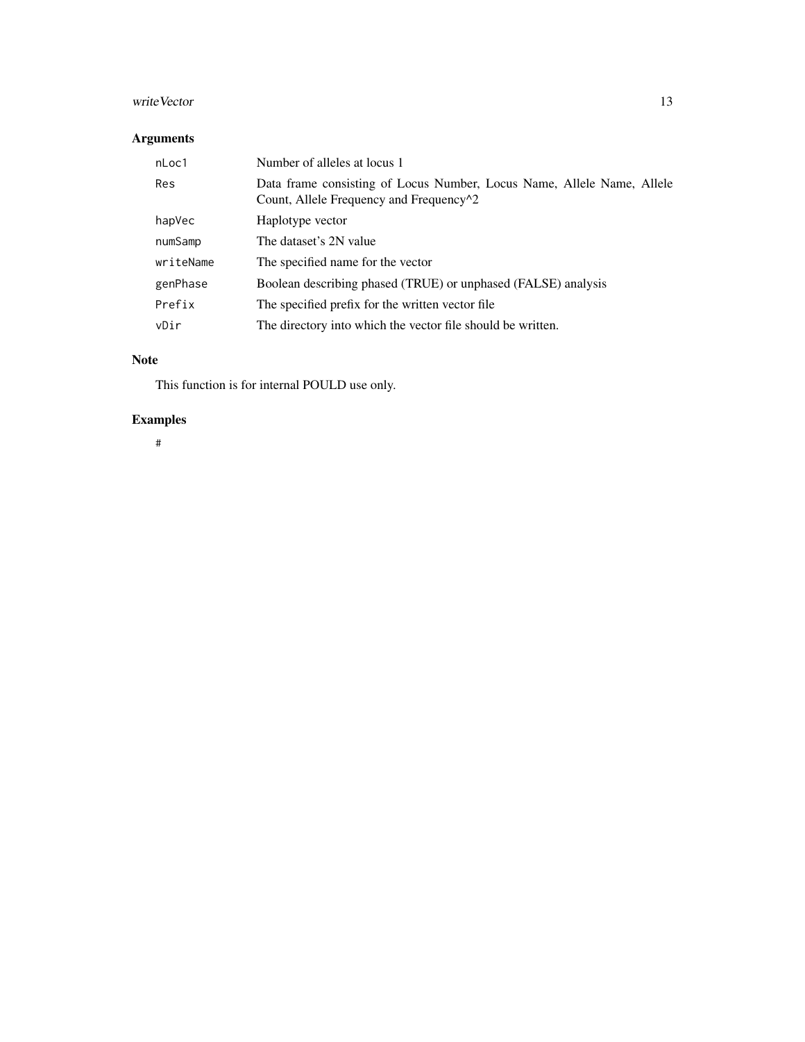## Arguments

| | |
|---|---|
| nLoc1 | Number of alleles at locus 1 |
| Res | Data frame consisting of Locus Number, Locus Name, Allele Name, Allele Count, Allele Frequency and Frequency^2 |
| hapVec | Haplotype vector |
| numSamp | The dataset's 2N value |
| writeName | The specified name for the vector |
| genPhase | Boolean describing phased (TRUE) or unphased (FALSE) analysis |
| Prefix | The specified prefix for the written vector file |
| vDir | The directory into which the vector file should be written. |

## Note

This function is for internal POULD use only.

## Examples

```
#
```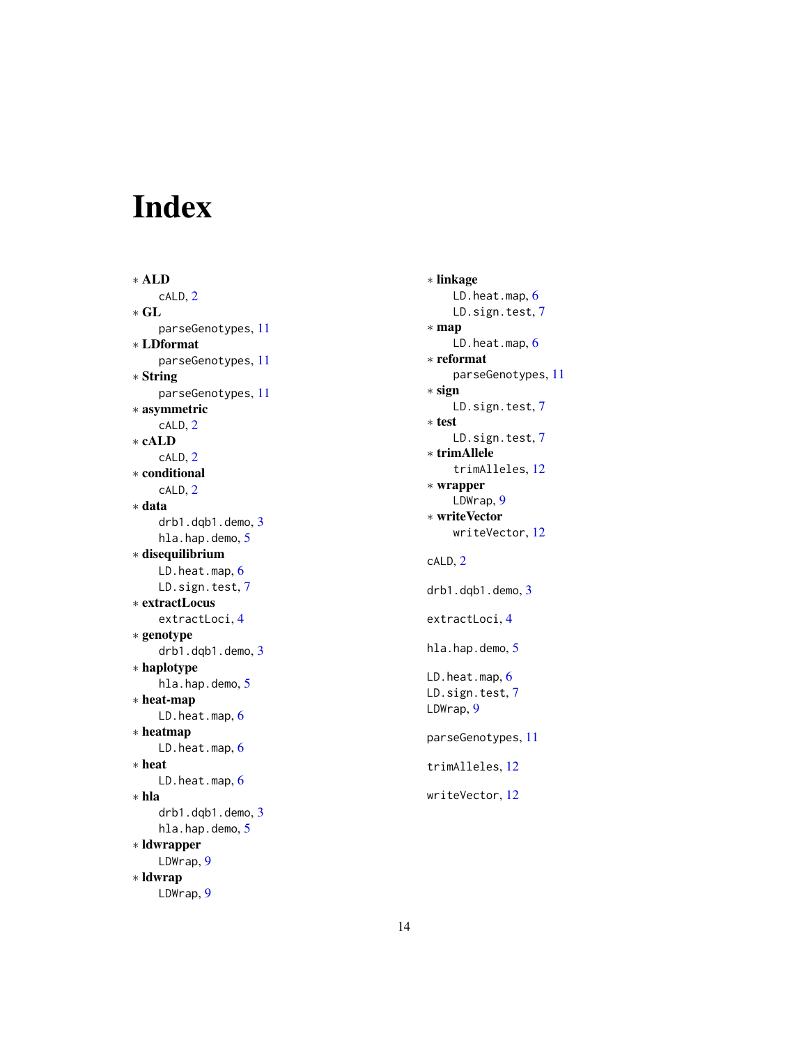# Index

* **ALD**
  cALD, 2
* **GL**
  parseGenotypes, 11
* **LDformat**
  parseGenotypes, 11
* **String**
  parseGenotypes, 11
* **asymmetric**
  cALD, 2
* **cALD**
  cALD, 2
* **conditional**
  cALD, 2
* **data**
  drb1.dqb1.demo, 3
  hla.hap.demo, 5
* **disequilibrium**
  LD.heat.map, 6
  LD.sign.test, 7
* **extractLocus**
  extractLoci, 4
* **genotype**
  drb1.dqb1.demo, 3
* **haplotype**
  hla.hap.demo, 5
* **heat-map**
  LD.heat.map, 6
* **heatmap**
  LD.heat.map, 6
* **heat**
  LD.heat.map, 6
* **hla**
  drb1.dqb1.demo, 3
  hla.hap.demo, 5
* **ldwrapper**
  LDWrap, 9
* **ldwrap**
  LDWrap, 9
* **linkage**
  LD.heat.map, 6
  LD.sign.test, 7
* **map**
  LD.heat.map, 6
* **reformat**
  parseGenotypes, 11
* **sign**
  LD.sign.test, 7
* **test**
  LD.sign.test, 7
* **trimAllele**
  trimAlleles, 12
* **wrapper**
  LDWrap, 9
* **writeVector**
  writeVector, 12

cALD, 2

drb1.dqb1.demo, 3

extractLoci, 4

hla.hap.demo, 5

LD.heat.map, 6
LD.sign.test, 7
LDWrap, 9

parseGenotypes, 11

trimAlleles, 12

writeVector, 12